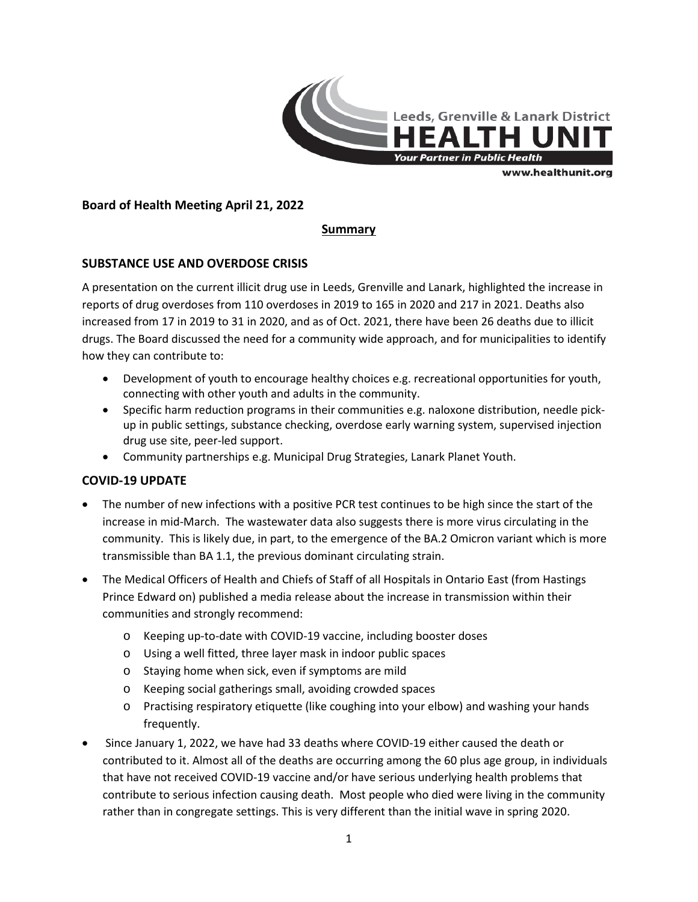Leeds, Grenville & Lanark District
**HEALTH UNIT**
*Your Partner in Public Health*
www.healthunit.org

**Board of Health Meeting April 21, 2022**

**Summary**

## SUBSTANCE USE AND OVERDOSE CRISIS

A presentation on the current illicit drug use in Leeds, Grenville and Lanark, highlighted the increase in reports of drug overdoses from 110 overdoses in 2019 to 165 in 2020 and 217 in 2021. Deaths also increased from 17 in 2019 to 31 in 2020, and as of Oct. 2021, there have been 26 deaths due to illicit drugs. The Board discussed the need for a community wide approach, and for municipalities to identify how they can contribute to:

- Development of youth to encourage healthy choices e.g. recreational opportunities for youth, connecting with other youth and adults in the community.
- Specific harm reduction programs in their communities e.g. naloxone distribution, needle pick-up in public settings, substance checking, overdose early warning system, supervised injection drug use site, peer-led support.
- Community partnerships e.g. Municipal Drug Strategies, Lanark Planet Youth.

## COVID-19 UPDATE

- The number of new infections with a positive PCR test continues to be high since the start of the increase in mid-March. The wastewater data also suggests there is more virus circulating in the community. This is likely due, in part, to the emergence of the BA.2 Omicron variant which is more transmissible than BA 1.1, the previous dominant circulating strain.
- The Medical Officers of Health and Chiefs of Staff of all Hospitals in Ontario East (from Hastings Prince Edward on) published a media release about the increase in transmission within their communities and strongly recommend:
  - Keeping up-to-date with COVID-19 vaccine, including booster doses
  - Using a well fitted, three layer mask in indoor public spaces
  - Staying home when sick, even if symptoms are mild
  - Keeping social gatherings small, avoiding crowded spaces
  - Practising respiratory etiquette (like coughing into your elbow) and washing your hands frequently.
- Since January 1, 2022, we have had 33 deaths where COVID-19 either caused the death or contributed to it. Almost all of the deaths are occurring among the 60 plus age group, in individuals that have not received COVID-19 vaccine and/or have serious underlying health problems that contribute to serious infection causing death. Most people who died were living in the community rather than in congregate settings. This is very different than the initial wave in spring 2020.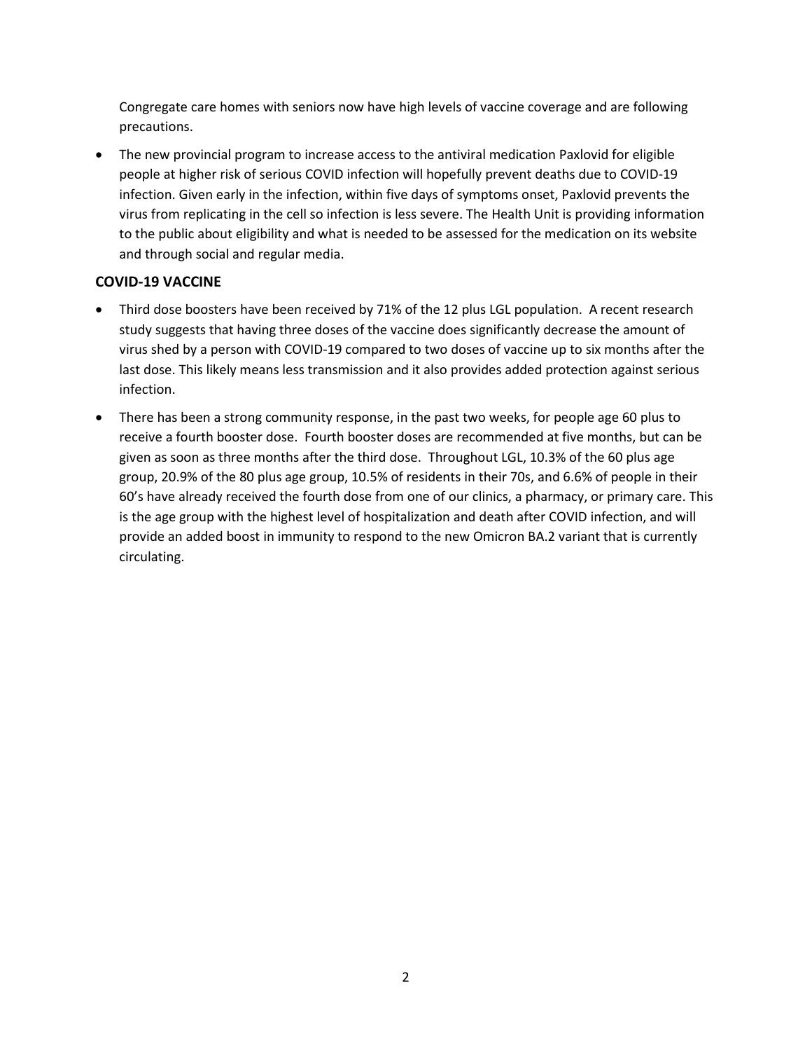Congregate care homes with seniors now have high levels of vaccine coverage and are following precautions.

- The new provincial program to increase access to the antiviral medication Paxlovid for eligible people at higher risk of serious COVID infection will hopefully prevent deaths due to COVID-19 infection. Given early in the infection, within five days of symptoms onset, Paxlovid prevents the virus from replicating in the cell so infection is less severe. The Health Unit is providing information to the public about eligibility and what is needed to be assessed for the medication on its website and through social and regular media.

### COVID-19 VACCINE

- Third dose boosters have been received by 71% of the 12 plus LGL population. A recent research study suggests that having three doses of the vaccine does significantly decrease the amount of virus shed by a person with COVID-19 compared to two doses of vaccine up to six months after the last dose. This likely means less transmission and it also provides added protection against serious infection.
- There has been a strong community response, in the past two weeks, for people age 60 plus to receive a fourth booster dose. Fourth booster doses are recommended at five months, but can be given as soon as three months after the third dose. Throughout LGL, 10.3% of the 60 plus age group, 20.9% of the 80 plus age group, 10.5% of residents in their 70s, and 6.6% of people in their 60's have already received the fourth dose from one of our clinics, a pharmacy, or primary care. This is the age group with the highest level of hospitalization and death after COVID infection, and will provide an added boost in immunity to respond to the new Omicron BA.2 variant that is currently circulating.